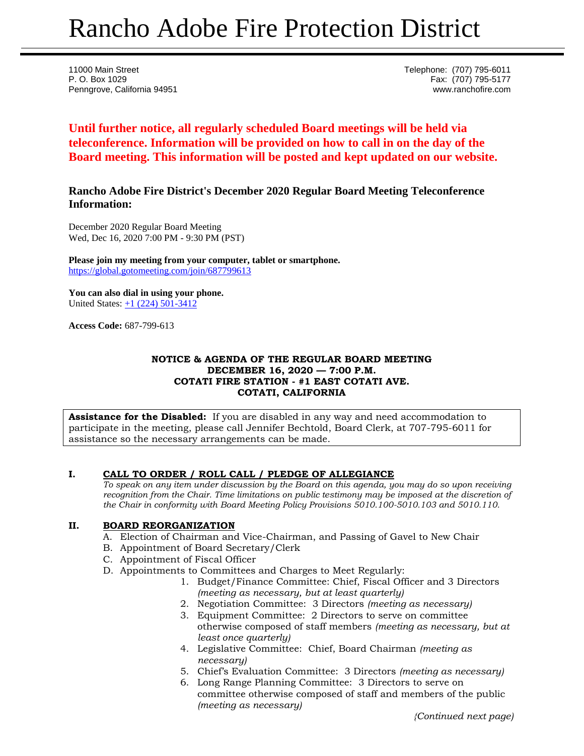# Rancho Adobe Fire Protection District

11000 Main Street
P. O. Box 1029
Penngrove, California 94951

Telephone: (707) 795-6011
Fax: (707) 795-5177
www.ranchofire.com

**Until further notice, all regularly scheduled Board meetings will be held via teleconference. Information will be provided on how to call in on the day of the Board meeting. This information will be posted and kept updated on our website.**

### Rancho Adobe Fire District's December 2020 Regular Board Meeting Teleconference Information:

December 2020 Regular Board Meeting
Wed, Dec 16, 2020 7:00 PM - 9:30 PM (PST)

**Please join my meeting from your computer, tablet or smartphone.**
https://global.gotomeeting.com/join/687799613

**You can also dial in using your phone.**
United States: +1 (224) 501-3412

**Access Code:** 687-799-613

**NOTICE & AGENDA OF THE REGULAR BOARD MEETING**
**DECEMBER 16, 2020 — 7:00 P.M.**
**COTATI FIRE STATION - #1 EAST COTATI AVE.**
**COTATI, CALIFORNIA**

**Assistance for the Disabled:** If you are disabled in any way and need accommodation to participate in the meeting, please call Jennifer Bechtold, Board Clerk, at 707-795-6011 for assistance so the necessary arrangements can be made.

**I. CALL TO ORDER / ROLL CALL / PLEDGE OF ALLEGIANCE**

*To speak on any item under discussion by the Board on this agenda, you may do so upon receiving recognition from the Chair. Time limitations on public testimony may be imposed at the discretion of the Chair in conformity with Board Meeting Policy Provisions 5010.100-5010.103 and 5010.110.*

**II. BOARD REORGANIZATION**

A. Election of Chairman and Vice-Chairman, and Passing of Gavel to New Chair
B. Appointment of Board Secretary/Clerk
C. Appointment of Fiscal Officer
D. Appointments to Committees and Charges to Meet Regularly:
   1. Budget/Finance Committee: Chief, Fiscal Officer and 3 Directors *(meeting as necessary, but at least quarterly)*
   2. Negotiation Committee: 3 Directors *(meeting as necessary)*
   3. Equipment Committee: 2 Directors to serve on committee otherwise composed of staff members *(meeting as necessary, but at least once quarterly)*
   4. Legislative Committee: Chief, Board Chairman *(meeting as necessary)*
   5. Chief's Evaluation Committee: 3 Directors *(meeting as necessary)*
   6. Long Range Planning Committee: 3 Directors to serve on committee otherwise composed of staff and members of the public *(meeting as necessary)*

*(Continued next page)*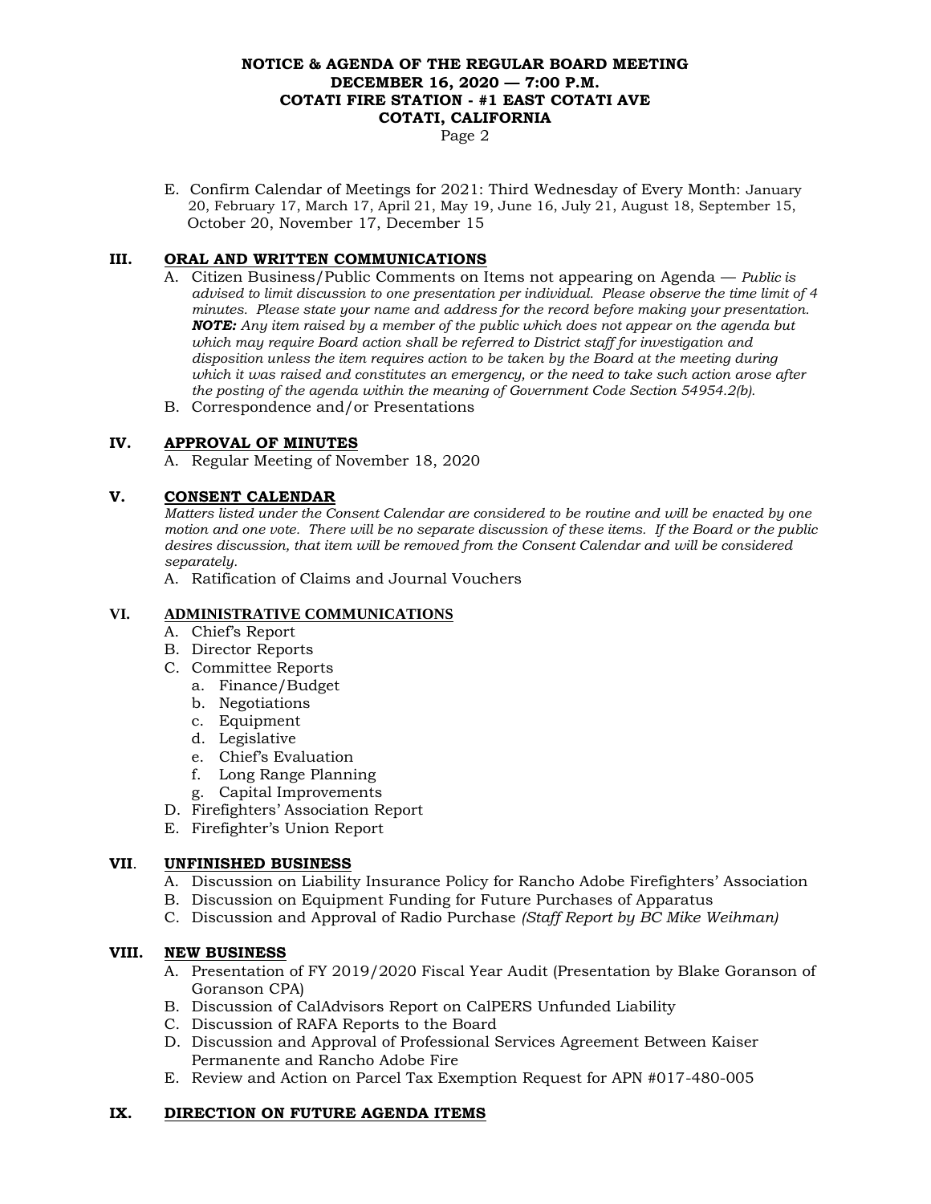E. Confirm Calendar of Meetings for 2021: Third Wednesday of Every Month: January 20, February 17, March 17, April 21, May 19, June 16, July 21, August 18, September 15, October 20, November 17, December 15

## III. ORAL AND WRITTEN COMMUNICATIONS

A. Citizen Business/Public Comments on Items not appearing on Agenda — *Public is advised to limit discussion to one presentation per individual. Please observe the time limit of 4 minutes. Please state your name and address for the record before making your presentation.* ***NOTE:*** *Any item raised by a member of the public which does not appear on the agenda but which may require Board action shall be referred to District staff for investigation and disposition unless the item requires action to be taken by the Board at the meeting during which it was raised and constitutes an emergency, or the need to take such action arose after the posting of the agenda within the meaning of Government Code Section 54954.2(b).*

B. Correspondence and/or Presentations

## IV. APPROVAL OF MINUTES

A. Regular Meeting of November 18, 2020

## V. CONSENT CALENDAR

*Matters listed under the Consent Calendar are considered to be routine and will be enacted by one motion and one vote. There will be no separate discussion of these items. If the Board or the public desires discussion, that item will be removed from the Consent Calendar and will be considered separately.*

A. Ratification of Claims and Journal Vouchers

## VI. ADMINISTRATIVE COMMUNICATIONS

A. Chief's Report
B. Director Reports
C. Committee Reports
   a. Finance/Budget
   b. Negotiations
   c. Equipment
   d. Legislative
   e. Chief's Evaluation
   f. Long Range Planning
   g. Capital Improvements
D. Firefighters' Association Report
E. Firefighter's Union Report

## VII. UNFINISHED BUSINESS

A. Discussion on Liability Insurance Policy for Rancho Adobe Firefighters' Association
B. Discussion on Equipment Funding for Future Purchases of Apparatus
C. Discussion and Approval of Radio Purchase *(Staff Report by BC Mike Weihman)*

## VIII. NEW BUSINESS

A. Presentation of FY 2019/2020 Fiscal Year Audit (Presentation by Blake Goranson of Goranson CPA)
B. Discussion of CalAdvisors Report on CalPERS Unfunded Liability
C. Discussion of RAFA Reports to the Board
D. Discussion and Approval of Professional Services Agreement Between Kaiser Permanente and Rancho Adobe Fire
E. Review and Action on Parcel Tax Exemption Request for APN #017-480-005

## IX. DIRECTION ON FUTURE AGENDA ITEMS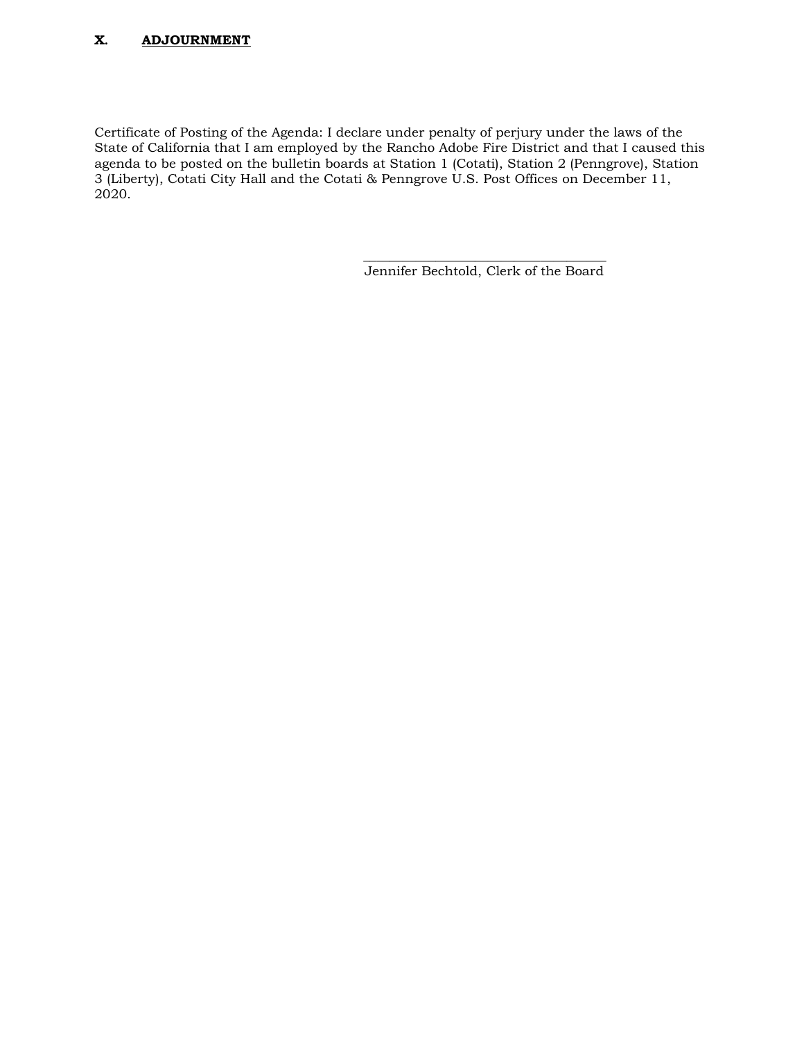## X. **ADJOURNMENT**

Certificate of Posting of the Agenda: I declare under penalty of perjury under the laws of the State of California that I am employed by the Rancho Adobe Fire District and that I caused this agenda to be posted on the bulletin boards at Station 1 (Cotati), Station 2 (Penngrove), Station 3 (Liberty), Cotati City Hall and the Cotati & Penngrove U.S. Post Offices on December 11, 2020.

\_\_\_\_\_\_\_\_\_\_\_\_\_\_\_\_\_\_\_\_\_\_\_\_\_\_\_\_\_\_\_\_\_\_\_

Jennifer Bechtold, Clerk of the Board